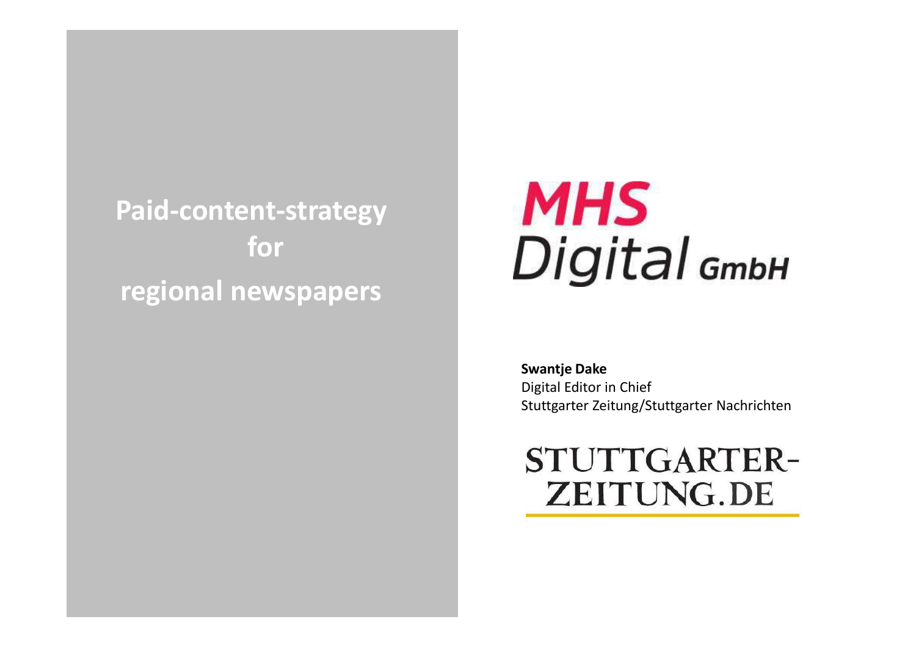# Paid-content-strategy for regional newspapers

MHS Digital GmbH

**Swantje Dake**
Digital Editor in Chief
Stuttgarter Zeitung/Stuttgarter Nachrichten

STUTTGARTER-ZEITUNG.DE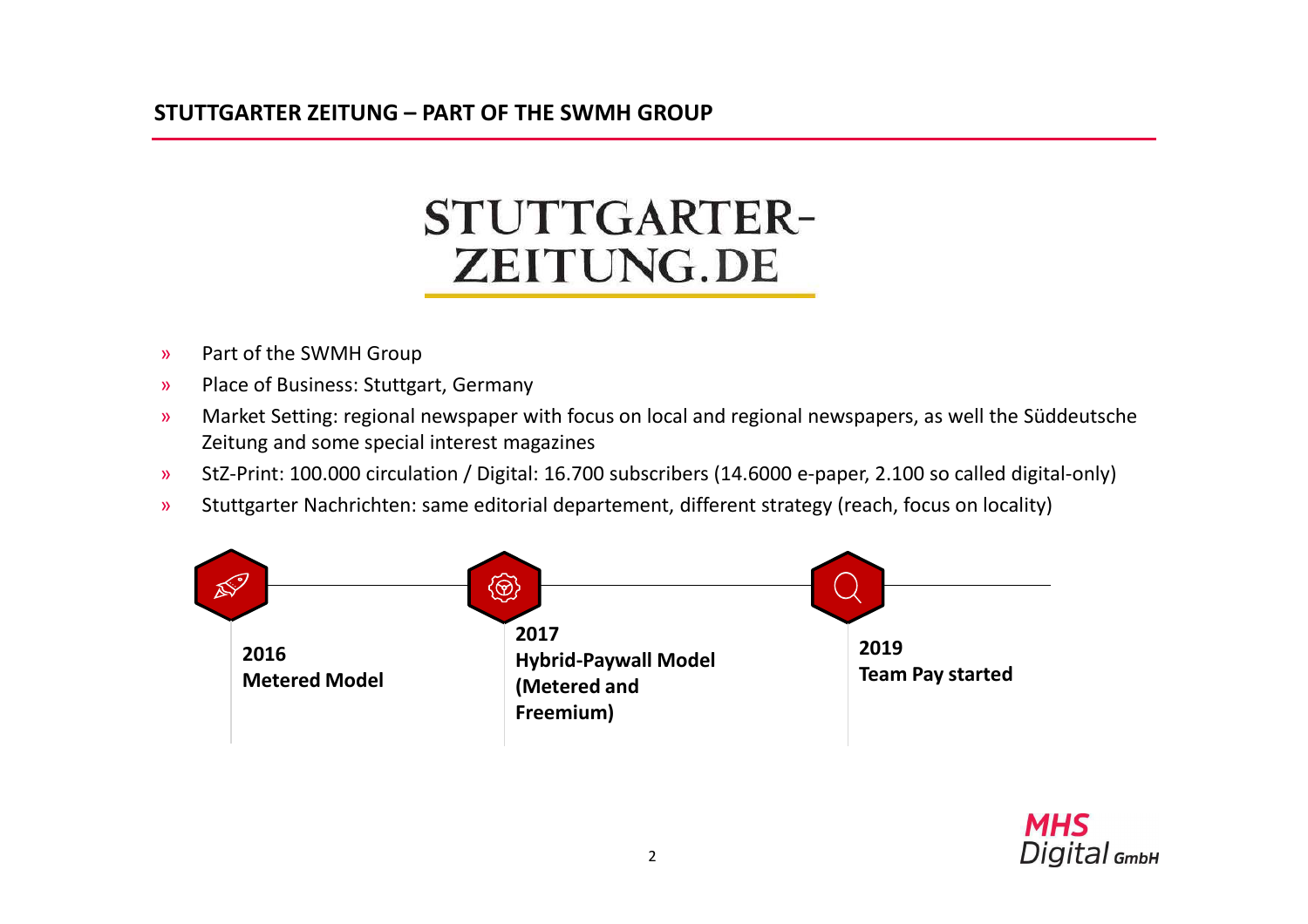## STUTTGARTER ZEITUNG – PART OF THE SWMH GROUP

STUTTGARTER-ZEITUNG.DE

- Part of the SWMH Group
- Place of Business: Stuttgart, Germany
- Market Setting: regional newspaper with focus on local and regional newspapers, as well the Süddeutsche Zeitung and some special interest magazines
- StZ-Print: 100.000 circulation / Digital: 16.700 subscribers (14.6000 e-paper, 2.100 so called digital-only)
- Stuttgarter Nachrichten: same editorial departement, different strategy (reach, focus on locality)

**2016**
**Metered Model**

**2017**
**Hybrid-Paywall Model (Metered and Freemium)**

**2019**
**Team Pay started**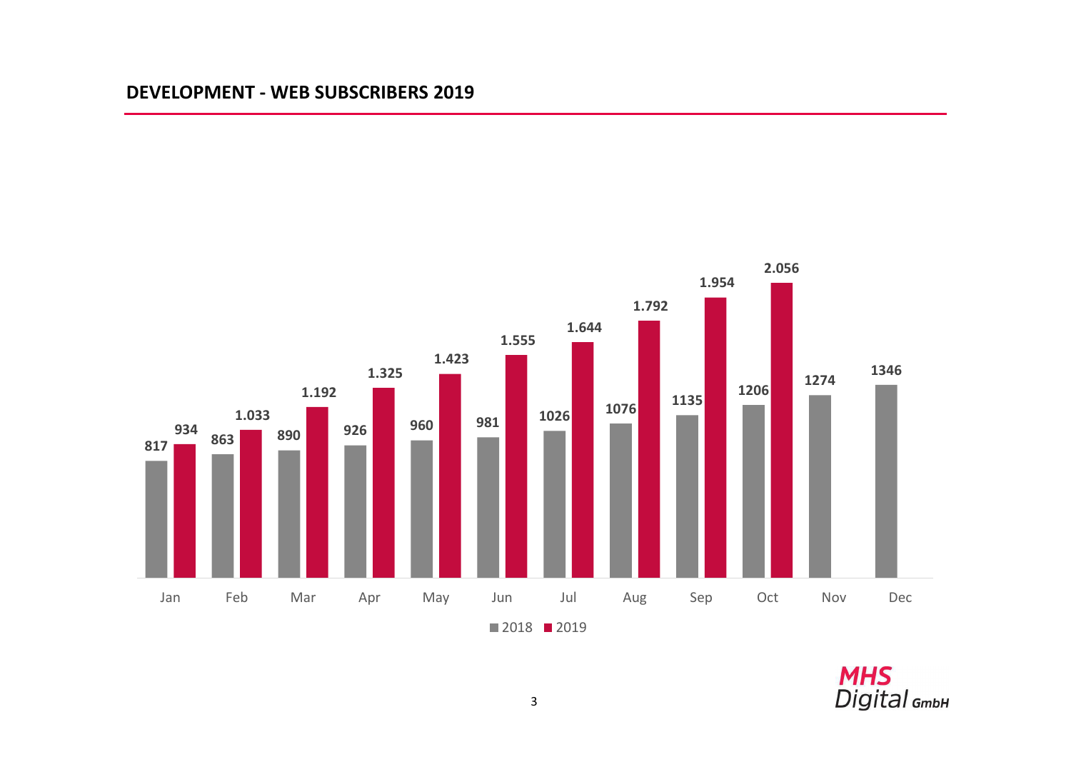## DEVELOPMENT - WEB SUBSCRIBERS 2019

| Month | 2018 | 2019 |
|---|---|---|
| Jan | 817 | 934 |
| Feb | 863 | 1.033 |
| Mar | 890 | 1.192 |
| Apr | 926 | 1.325 |
| May | 960 | 1.423 |
| Jun | 981 | 1.555 |
| Jul | 1026 | 1.644 |
| Aug | 1076 | 1.792 |
| Sep | 1135 | 1.954 |
| Oct | 1206 | 2.056 |
| Nov | 1274 | |
| Dec | 1346 | |

MHS Digital GmbH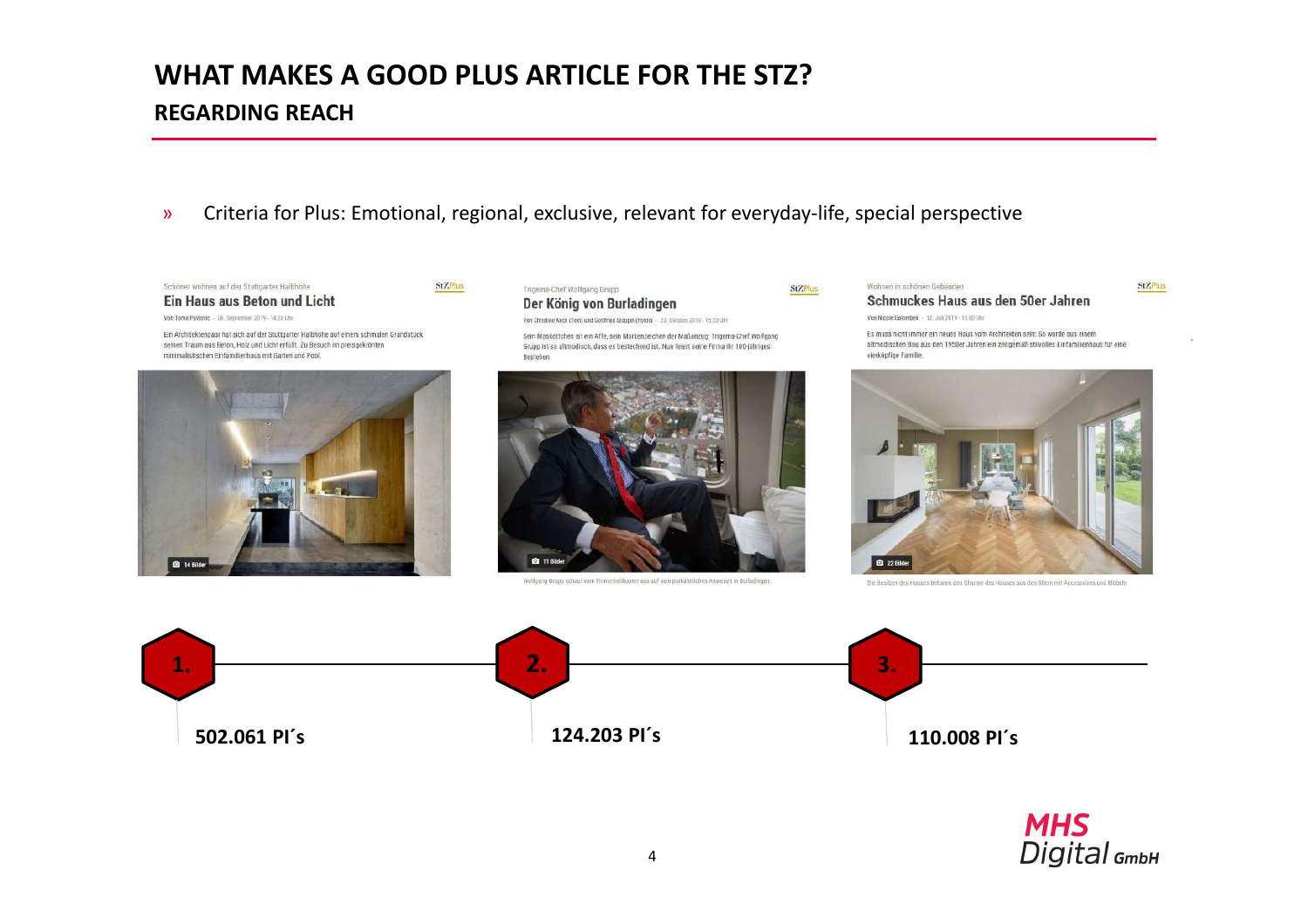# WHAT MAKES A GOOD PLUS ARTICLE FOR THE STZ?

## REGARDING REACH

» Criteria for Plus: Emotional, regional, exclusive, relevant for everyday-life, special perspective

Schöner wohnen auf der Stuttgarter Halbhöhe
**Ein Haus aus Beton und Licht**
Von Tomo Pavlovic – 06. September 2019 - 14:28 Uhr
Ein Architektenpaar hat sich auf der Stuttgarter Halbhöhe auf einem schmalen Grundstück seinen Traum aus Beton, Holz und Licht erfüllt. Zu Besuch im preisgekrönten minimalistischen Einfamilienhaus mit Garten und Pool.

Trigema-Chef Wolfgang Grupp
**Der König von Burladingen**
Von Christine Keck (Text) und Gottfried Stoppel (Fotos) – 23. Oktober 2019 - 15:20 Uhr
Sein Maskottchen ist ein Affe, sein Markenzeichen der Maßanzug: Trigema-Chef Wolfgang Grupp ist so altmodisch, dass es bestechend ist. Nun feiert seine Firma ihr 100-jähriges Bestehen.

Wolfgang Grupp schaut vom Firmenhelikopter aus auf sein persönliches Anwesen in Burladingen.

Wohnen in schönen Gebäuden
**Schmuckes Haus aus den 50er Jahren**
Von Nicole Golombek – 12. Juli 2019 - 15:00 Uhr
Es muss nicht immer ein neues Haus vom Architekten sein: So wurde aus einem altmodischen Bau aus den 1950er Jahren ein zeitgemäß stilvolles Einfamilienhaus für eine vierköpfige Familie.

Die Besitzer des Hauses betonen den Charme des Hauses aus den 50ern mit Accessoires und Möbeln

1. **502.061 PI´s**

2. **124.203 PI´s**

3. **110.008 PI´s**

MHS Digital GmbH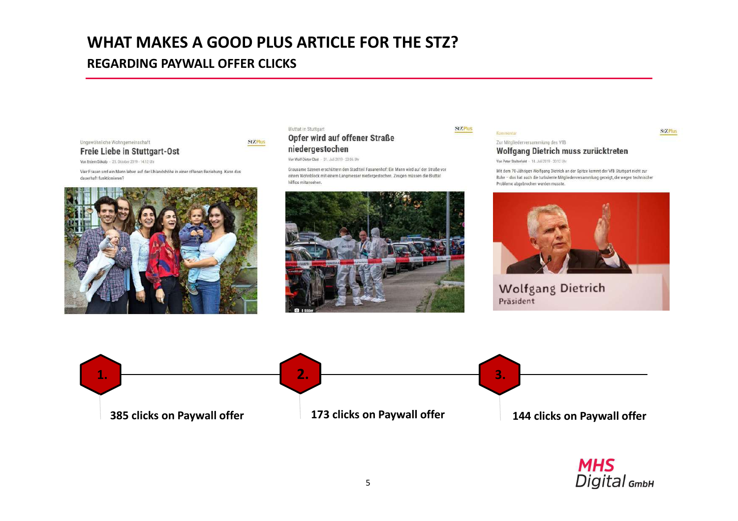# WHAT MAKES A GOOD PLUS ARTICLE FOR THE STZ?

## REGARDING PAYWALL OFFER CLICKS

Ungewöhnliche Wohngemeinschaft

STZ Plus

**Freie Liebe in Stuttgart-Ost**

Von Erdem Gökalp – 25. Oktober 2019 - 14:12 Uhr

Vier Frauen und ein Mann leben auf der Uhlandshöhe in einer offenen Beziehung. Kann das dauerhaft funktionieren?

Bluttat in Stuttgart

STZ Plus

**Opfer wird auf offener Straße niedergestochen**

Von Wolf-Dieter Obst – 31. Juli 2019 - 23:06 Uhr

Grausame Szenen erschüttern den Stadtteil Fasanenhof: Ein Mann wird auf der Straße vor einem Wohnblock mit einem Langmesser niedergestochen. Zeugen müssen die Bluttat hilflos mitansehen.

Kommentar

STZ Plus

Zur Mitgliederversammlung des VfB

**Wolfgang Dietrich muss zurücktreten**

Von Peter Stolterfoht – 14. Juli 2019 - 20:12 Uhr

Mit dem 70-Jährigen Wolfgang Dietrich an der Spitze kommt der VfB Stuttgart nicht zur Ruhe – das hat auch die turbulente Mitgliederversammlung gezeigt, die wegen technischer Probleme abgebrochen werden musste.

1. **385 clicks on Paywall offer**
2. **173 clicks on Paywall offer**
3. **144 clicks on Paywall offer**

MHS Digital GmbH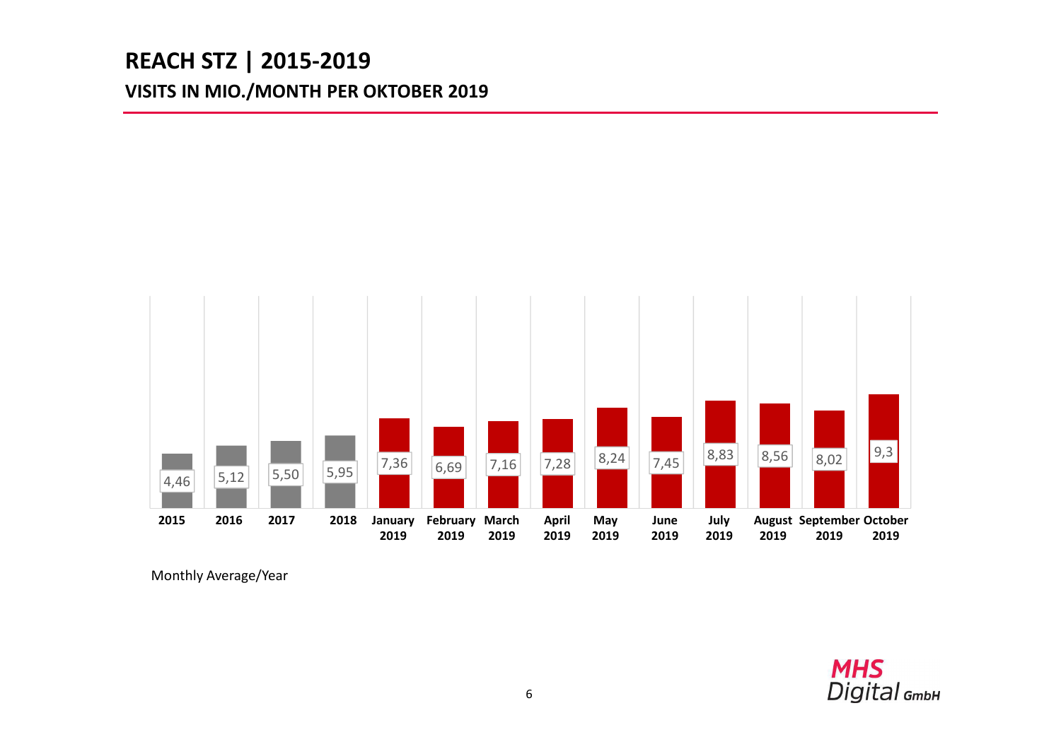# REACH STZ | 2015-2019

## VISITS IN MIO./MONTH PER OKTOBER 2019

4,46
5,12
5,50
5,95
7,36
6,69
7,16
7,28
8,24
7,45
8,83
8,56
8,02
9,3

2015
2016
2017
2018
January 2019
February 2019
March 2019
April 2019
May 2019
June 2019
July 2019
August 2019
September 2019
October 2019

Monthly Average/Year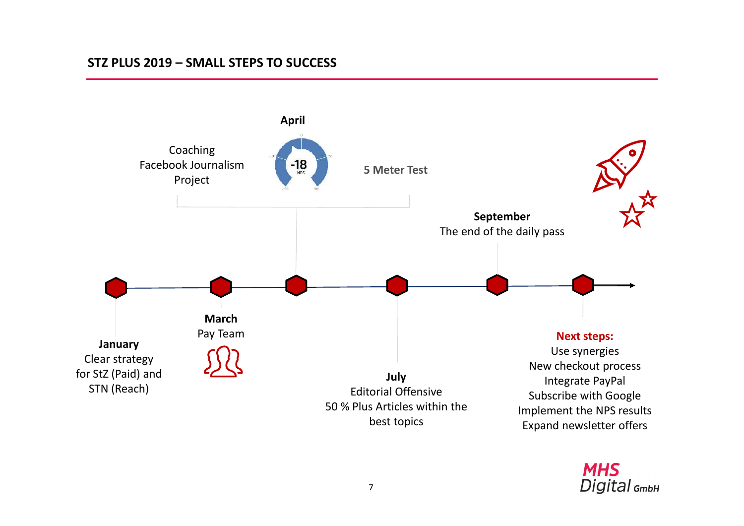## STZ PLUS 2019 – SMALL STEPS TO SUCCESS

**January**
Clear strategy for StZ (Paid) and STN (Reach)

**March**
Pay Team

**April**
Coaching Facebook Journalism Project

-18
NPS

5 Meter Test

**July**
Editorial Offensive
50 % Plus Articles within the best topics

**September**
The end of the daily pass

**Next steps:**
Use synergies
New checkout process
Integrate PayPal
Subscribe with Google
Implement the NPS results
Expand newsletter offers

MHS Digital GmbH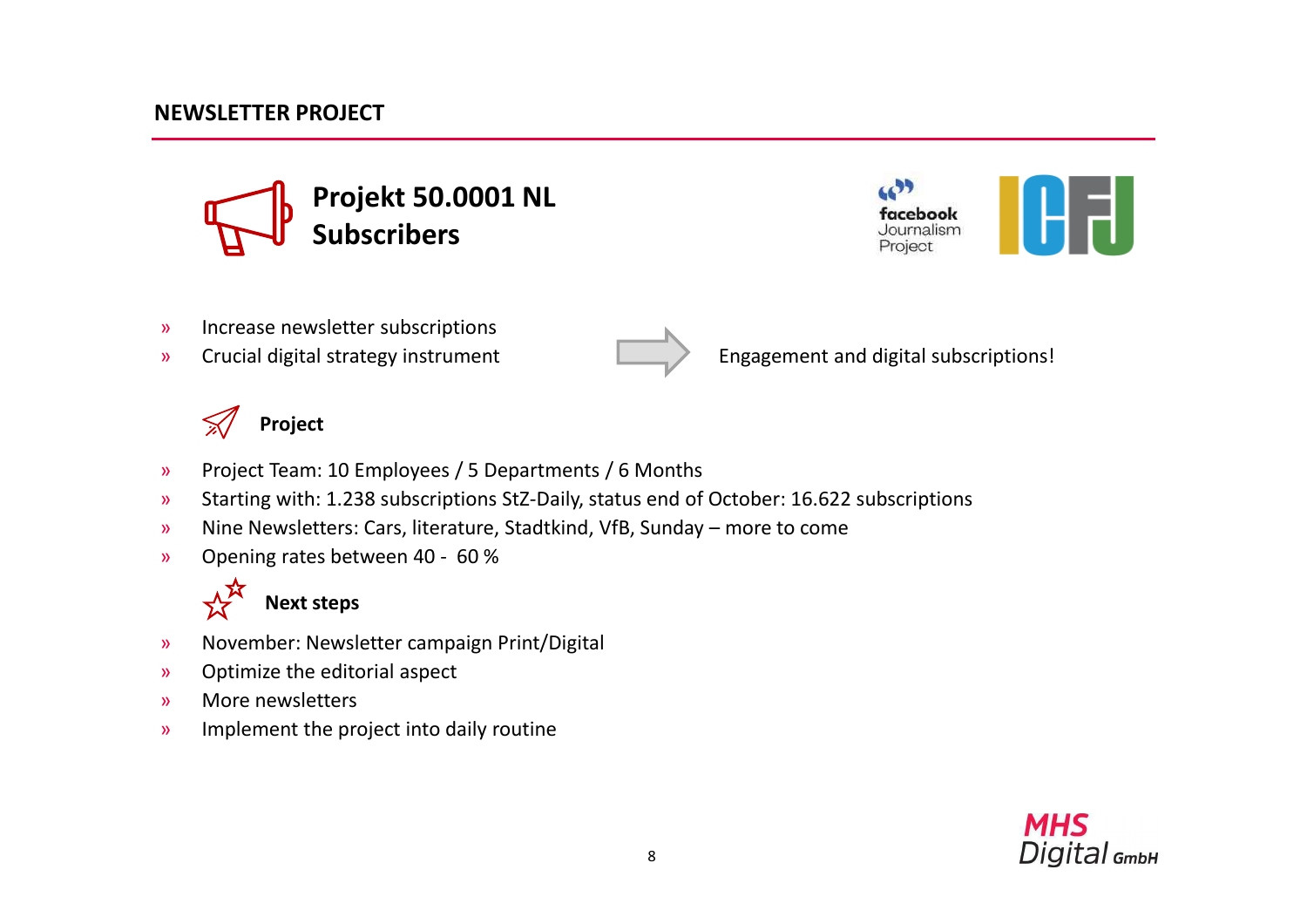## NEWSLETTER PROJECT

### Projekt 50.0001 NL Subscribers

facebook Journalism Project

ICFJ

- Increase newsletter subscriptions
- Crucial digital strategy instrument

Engagement and digital subscriptions!

### Project

- Project Team: 10 Employees / 5 Departments / 6 Months
- Starting with: 1.238 subscriptions StZ-Daily, status end of October: 16.622 subscriptions
- Nine Newsletters: Cars, literature, Stadtkind, VfB, Sunday – more to come
- Opening rates between 40 - 60 %

### Next steps

- November: Newsletter campaign Print/Digital
- Optimize the editorial aspect
- More newsletters
- Implement the project into daily routine

MHS Digital GmbH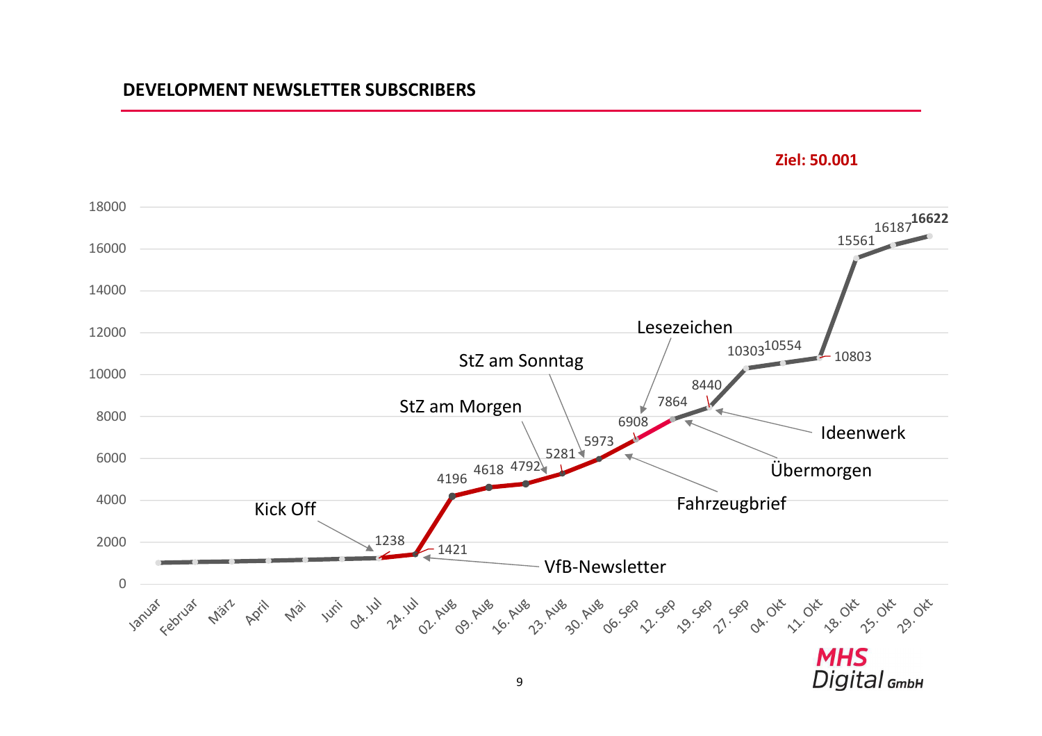## DEVELOPMENT NEWSLETTER SUBSCRIBERS

**Ziel: 50.001**

18000
16000
14000
12000
10000
8000
6000
4000
2000
0

Januar, Februar, März, April, Mai, Juni, 04. Jul, 24. Jul, 02. Aug, 09. Aug, 16. Aug, 23. Aug, 30. Aug, 06. Sep, 12. Sep, 19. Sep, 27. Sep, 04. Okt, 11. Okt, 18. Okt, 25. Okt, 29. Okt

1238
1421
4196
4618
4792
5281
5973
6908
7864
8440
10303
10554
10803
15561
16187
**16622**

Kick Off
VfB-Newsletter
StZ am Morgen
StZ am Sonntag
Lesezeichen
Fahrzeugbrief
Übermorgen
Ideenwerk

MHS Digital GmbH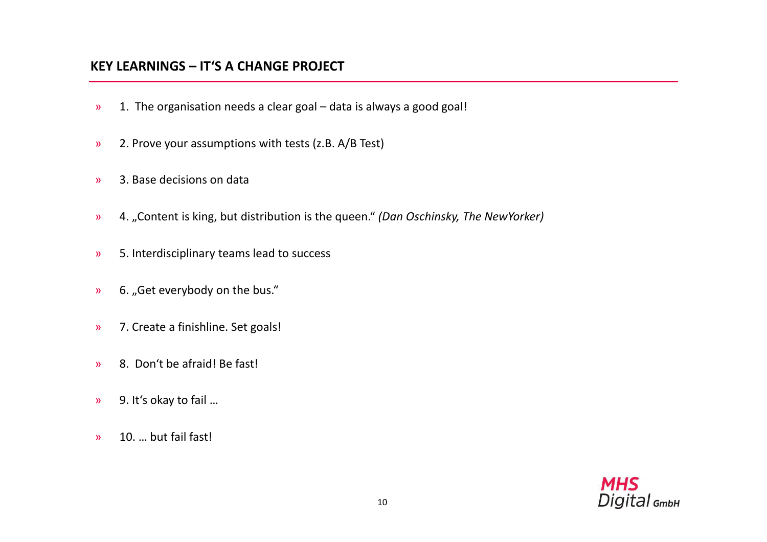## KEY LEARNINGS – IT'S A CHANGE PROJECT

- 1. The organisation needs a clear goal – data is always a good goal!
- 2. Prove your assumptions with tests (z.B. A/B Test)
- 3. Base decisions on data
- 4. „Content is king, but distribution is the queen." *(Dan Oschinsky, The NewYorker)*
- 5. Interdisciplinary teams lead to success
- 6. „Get everybody on the bus."
- 7. Create a finishline. Set goals!
- 8. Don't be afraid! Be fast!
- 9. It's okay to fail …
- 10. … but fail fast!

MHS Digital GmbH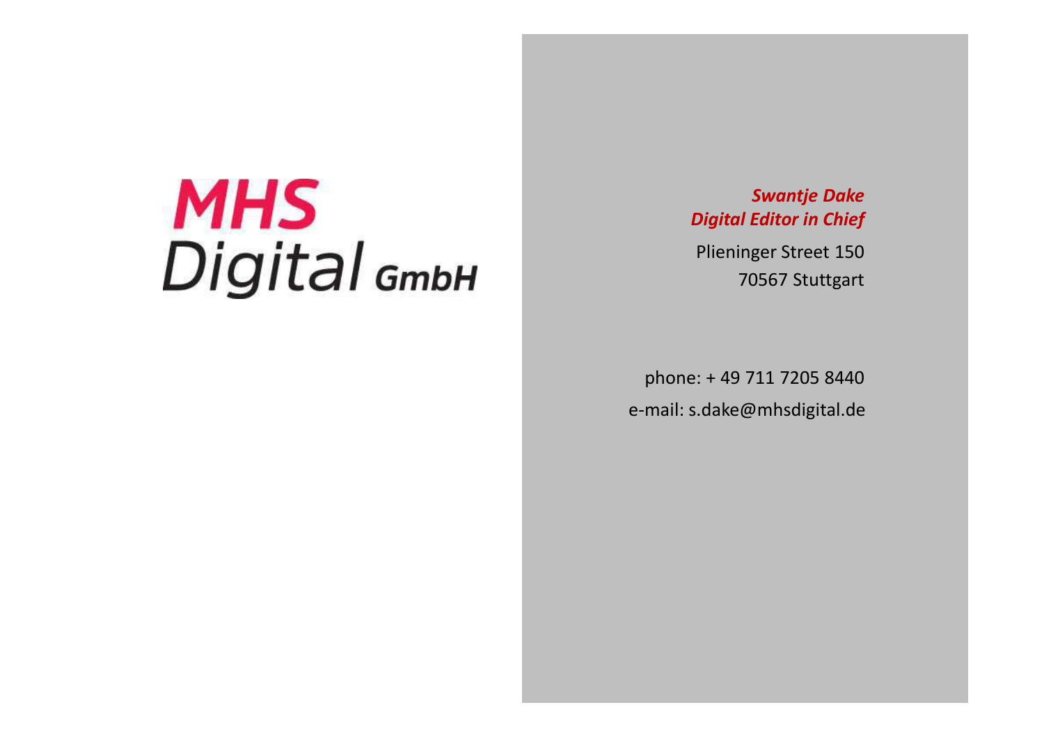**MHS**
Digital GmbH

***Swantje Dake***
***Digital Editor in Chief***

Plieninger Street 150
70567 Stuttgart

phone: + 49 711 7205 8440
e-mail: s.dake@mhsdigital.de